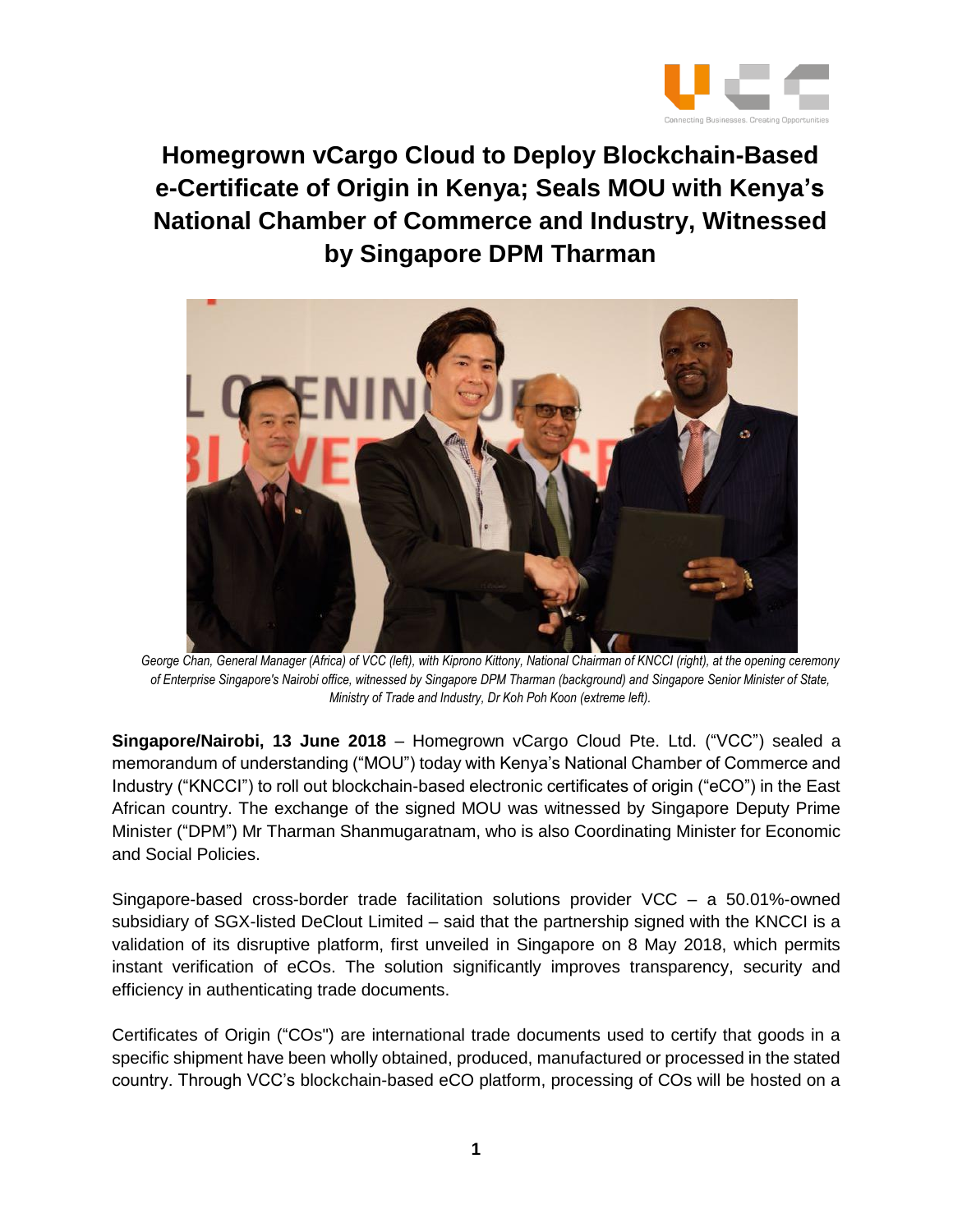# Homegrown vCargo Cloud to Deploy Blockchain-Based e-Certificate of Origin in Kenya; Seals MOU with Kenya's National Chamber of Commerce and Industry, Witnessed by Singapore DPM Tharman

*George Chan, General Manager (Africa) of VCC (left), with Kiprono Kittony, National Chairman of KNCCI (right), at the opening ceremony of Enterprise Singapore's Nairobi office, witnessed by Singapore DPM Tharman (background) and Singapore Senior Minister of State, Ministry of Trade and Industry, Dr Koh Poh Koon (extreme left).*

**Singapore/Nairobi, 13 June 2018** – Homegrown vCargo Cloud Pte. Ltd. ("VCC") sealed a memorandum of understanding ("MOU") today with Kenya's National Chamber of Commerce and Industry ("KNCCI") to roll out blockchain-based electronic certificates of origin ("eCO") in the East African country. The exchange of the signed MOU was witnessed by Singapore Deputy Prime Minister ("DPM") Mr Tharman Shanmugaratnam, who is also Coordinating Minister for Economic and Social Policies.

Singapore-based cross-border trade facilitation solutions provider VCC – a 50.01%-owned subsidiary of SGX-listed DeClout Limited – said that the partnership signed with the KNCCI is a validation of its disruptive platform, first unveiled in Singapore on 8 May 2018, which permits instant verification of eCOs. The solution significantly improves transparency, security and efficiency in authenticating trade documents.

Certificates of Origin ("COs") are international trade documents used to certify that goods in a specific shipment have been wholly obtained, produced, manufactured or processed in the stated country. Through VCC's blockchain-based eCO platform, processing of COs will be hosted on a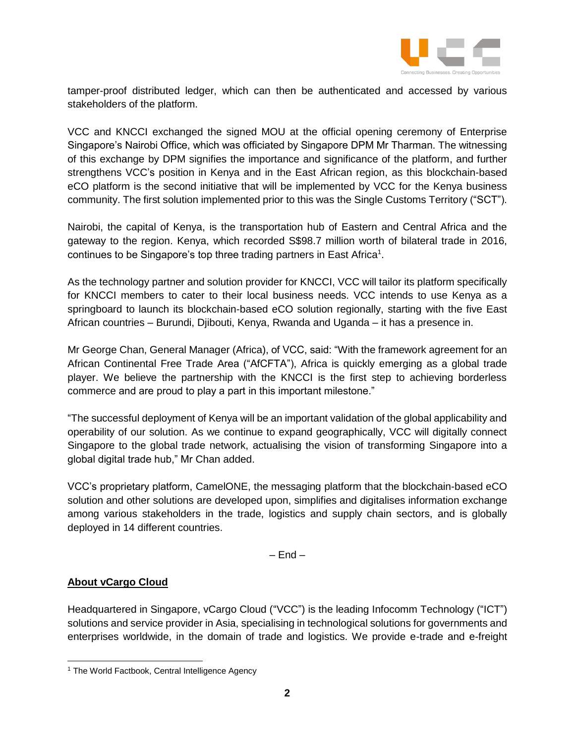tamper-proof distributed ledger, which can then be authenticated and accessed by various stakeholders of the platform.

VCC and KNCCI exchanged the signed MOU at the official opening ceremony of Enterprise Singapore's Nairobi Office, which was officiated by Singapore DPM Mr Tharman. The witnessing of this exchange by DPM signifies the importance and significance of the platform, and further strengthens VCC's position in Kenya and in the East African region, as this blockchain-based eCO platform is the second initiative that will be implemented by VCC for the Kenya business community. The first solution implemented prior to this was the Single Customs Territory ("SCT").

Nairobi, the capital of Kenya, is the transportation hub of Eastern and Central Africa and the gateway to the region. Kenya, which recorded S$98.7 million worth of bilateral trade in 2016, continues to be Singapore's top three trading partners in East Africa[1].

As the technology partner and solution provider for KNCCI, VCC will tailor its platform specifically for KNCCI members to cater to their local business needs. VCC intends to use Kenya as a springboard to launch its blockchain-based eCO solution regionally, starting with the five East African countries – Burundi, Djibouti, Kenya, Rwanda and Uganda – it has a presence in.

Mr George Chan, General Manager (Africa), of VCC, said: "With the framework agreement for an African Continental Free Trade Area ("AfCFTA"), Africa is quickly emerging as a global trade player. We believe the partnership with the KNCCI is the first step to achieving borderless commerce and are proud to play a part in this important milestone."

"The successful deployment of Kenya will be an important validation of the global applicability and operability of our solution. As we continue to expand geographically, VCC will digitally connect Singapore to the global trade network, actualising the vision of transforming Singapore into a global digital trade hub," Mr Chan added.

VCC's proprietary platform, CamelONE, the messaging platform that the blockchain-based eCO solution and other solutions are developed upon, simplifies and digitalises information exchange among various stakeholders in the trade, logistics and supply chain sectors, and is globally deployed in 14 different countries.

– End –

**About vCargo Cloud**

Headquartered in Singapore, vCargo Cloud ("VCC") is the leading Infocomm Technology ("ICT") solutions and service provider in Asia, specialising in technological solutions for governments and enterprises worldwide, in the domain of trade and logistics. We provide e-trade and e-freight

[1] The World Factbook, Central Intelligence Agency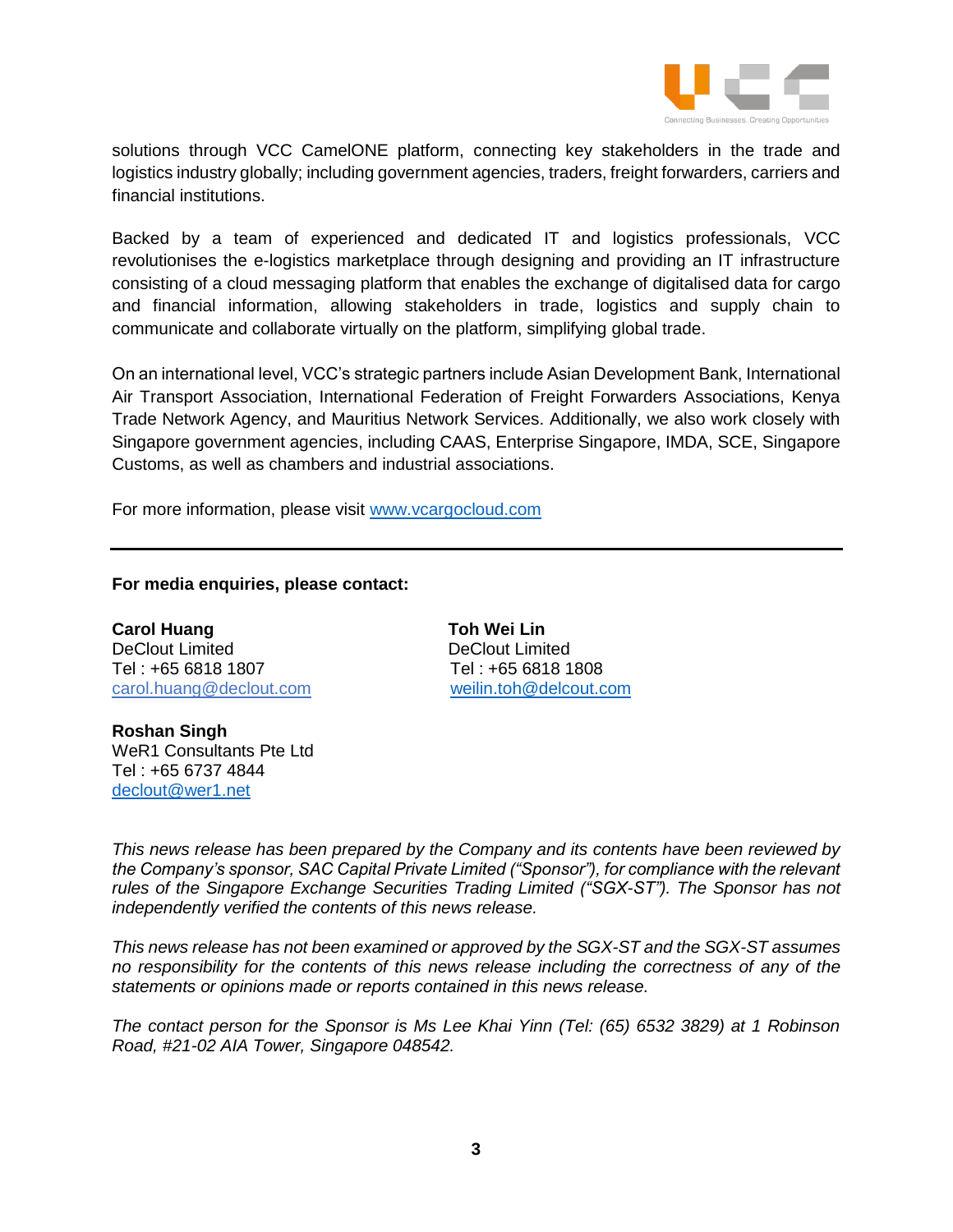solutions through VCC CamelONE platform, connecting key stakeholders in the trade and logistics industry globally; including government agencies, traders, freight forwarders, carriers and financial institutions.

Backed by a team of experienced and dedicated IT and logistics professionals, VCC revolutionises the e-logistics marketplace through designing and providing an IT infrastructure consisting of a cloud messaging platform that enables the exchange of digitalised data for cargo and financial information, allowing stakeholders in trade, logistics and supply chain to communicate and collaborate virtually on the platform, simplifying global trade.

On an international level, VCC's strategic partners include Asian Development Bank, International Air Transport Association, International Federation of Freight Forwarders Associations, Kenya Trade Network Agency, and Mauritius Network Services. Additionally, we also work closely with Singapore government agencies, including CAAS, Enterprise Singapore, IMDA, SCE, Singapore Customs, as well as chambers and industrial associations.

For more information, please visit www.vcargocloud.com

---

**For media enquiries, please contact:**

**Carol Huang**
DeClout Limited
Tel : +65 6818 1807
carol.huang@declout.com

**Toh Wei Lin**
DeClout Limited
Tel : +65 6818 1808
weilin.toh@delcout.com

**Roshan Singh**
WeR1 Consultants Pte Ltd
Tel : +65 6737 4844
declout@wer1.net

*This news release has been prepared by the Company and its contents have been reviewed by the Company's sponsor, SAC Capital Private Limited ("Sponsor"), for compliance with the relevant rules of the Singapore Exchange Securities Trading Limited ("SGX-ST"). The Sponsor has not independently verified the contents of this news release.*

*This news release has not been examined or approved by the SGX-ST and the SGX-ST assumes no responsibility for the contents of this news release including the correctness of any of the statements or opinions made or reports contained in this news release.*

*The contact person for the Sponsor is Ms Lee Khai Yinn (Tel: (65) 6532 3829) at 1 Robinson Road, #21-02 AIA Tower, Singapore 048542.*